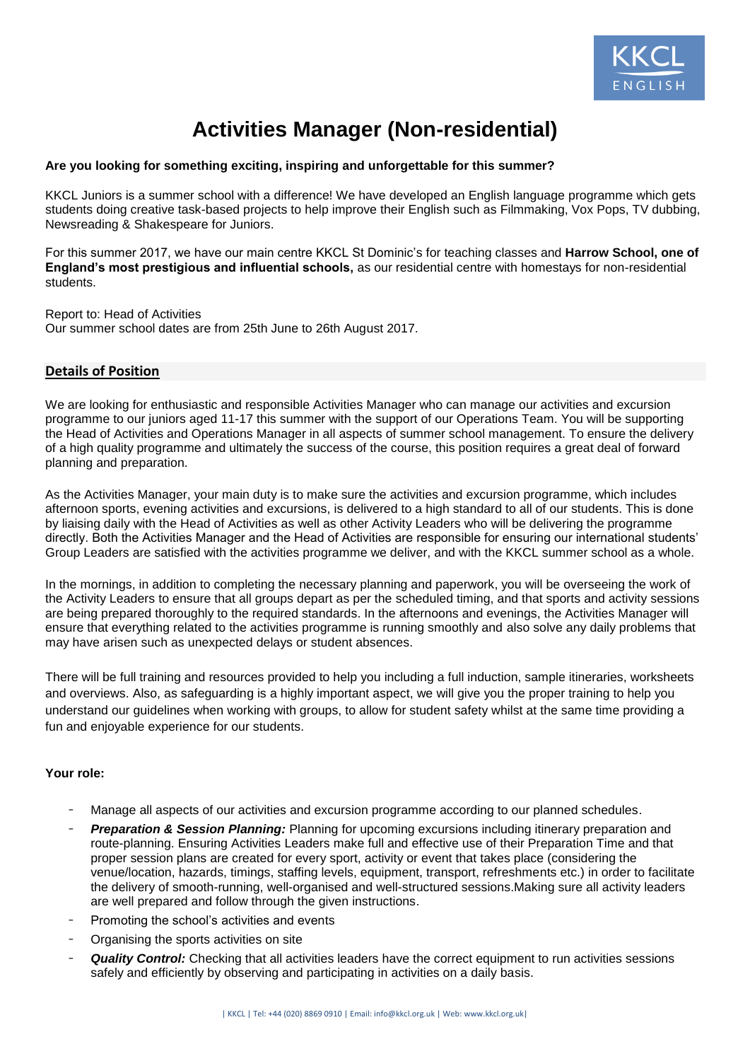# Activities Manager (Non-residential)

**Are you looking for something exciting, inspiring and unforgettable for this summer?**

KKCL Juniors is a summer school with a difference! We have developed an English language programme which gets students doing creative task-based projects to help improve their English such as Filmmaking, Vox Pops, TV dubbing, Newsreading & Shakespeare for Juniors.

For this summer 2017, we have our main centre KKCL St Dominic's for teaching classes and **Harrow School, one of England's most prestigious and influential schools,** as our residential centre with homestays for non-residential students.

Report to: Head of Activities
Our summer school dates are from 25th June to 26th August 2017.

## Details of Position

We are looking for enthusiastic and responsible Activities Manager who can manage our activities and excursion programme to our juniors aged 11-17 this summer with the support of our Operations Team. You will be supporting the Head of Activities and Operations Manager in all aspects of summer school management. To ensure the delivery of a high quality programme and ultimately the success of the course, this position requires a great deal of forward planning and preparation.

As the Activities Manager, your main duty is to make sure the activities and excursion programme, which includes afternoon sports, evening activities and excursions, is delivered to a high standard to all of our students. This is done by liaising daily with the Head of Activities as well as other Activity Leaders who will be delivering the programme directly. Both the Activities Manager and the Head of Activities are responsible for ensuring our international students' Group Leaders are satisfied with the activities programme we deliver, and with the KKCL summer school as a whole.

In the mornings, in addition to completing the necessary planning and paperwork, you will be overseeing the work of the Activity Leaders to ensure that all groups depart as per the scheduled timing, and that sports and activity sessions are being prepared thoroughly to the required standards. In the afternoons and evenings, the Activities Manager will ensure that everything related to the activities programme is running smoothly and also solve any daily problems that may have arisen such as unexpected delays or student absences.

There will be full training and resources provided to help you including a full induction, sample itineraries, worksheets and overviews. Also, as safeguarding is a highly important aspect, we will give you the proper training to help you understand our guidelines when working with groups, to allow for student safety whilst at the same time providing a fun and enjoyable experience for our students.

**Your role:**

- Manage all aspects of our activities and excursion programme according to our planned schedules.
- ***Preparation & Session Planning:*** Planning for upcoming excursions including itinerary preparation and route-planning. Ensuring Activities Leaders make full and effective use of their Preparation Time and that proper session plans are created for every sport, activity or event that takes place (considering the venue/location, hazards, timings, staffing levels, equipment, transport, refreshments etc.) in order to facilitate the delivery of smooth-running, well-organised and well-structured sessions.Making sure all activity leaders are well prepared and follow through the given instructions.
- Promoting the school's activities and events
- Organising the sports activities on site
- ***Quality Control:*** Checking that all activities leaders have the correct equipment to run activities sessions safely and efficiently by observing and participating in activities on a daily basis.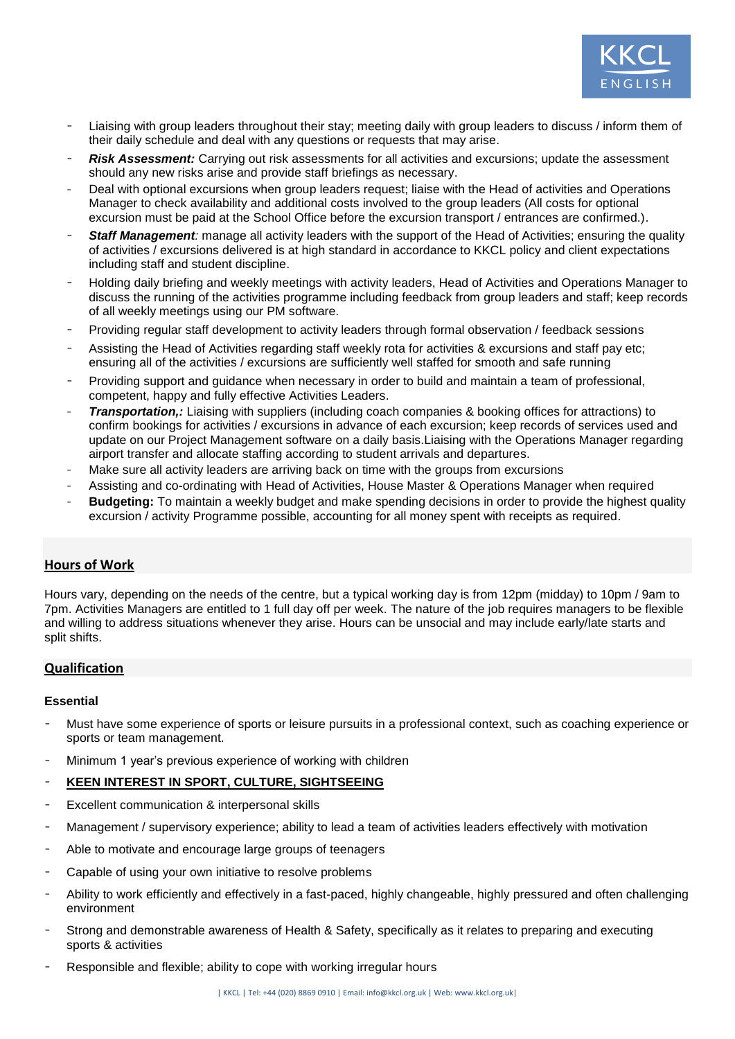- Liaising with group leaders throughout their stay; meeting daily with group leaders to discuss / inform them of their daily schedule and deal with any questions or requests that may arise.
- ***Risk Assessment:*** Carrying out risk assessments for all activities and excursions; update the assessment should any new risks arise and provide staff briefings as necessary.
- Deal with optional excursions when group leaders request; liaise with the Head of activities and Operations Manager to check availability and additional costs involved to the group leaders (All costs for optional excursion must be paid at the School Office before the excursion transport / entrances are confirmed.).
- ***Staff Management****:* manage all activity leaders with the support of the Head of Activities; ensuring the quality of activities / excursions delivered is at high standard in accordance to KKCL policy and client expectations including staff and student discipline.
- Holding daily briefing and weekly meetings with activity leaders, Head of Activities and Operations Manager to discuss the running of the activities programme including feedback from group leaders and staff; keep records of all weekly meetings using our PM software.
- Providing regular staff development to activity leaders through formal observation / feedback sessions
- Assisting the Head of Activities regarding staff weekly rota for activities & excursions and staff pay etc; ensuring all of the activities / excursions are sufficiently well staffed for smooth and safe running
- Providing support and guidance when necessary in order to build and maintain a team of professional, competent, happy and fully effective Activities Leaders.
- ***Transportation,:*** Liaising with suppliers (including coach companies & booking offices for attractions) to confirm bookings for activities / excursions in advance of each excursion; keep records of services used and update on our Project Management software on a daily basis.Liaising with the Operations Manager regarding airport transfer and allocate staffing according to student arrivals and departures.
- Make sure all activity leaders are arriving back on time with the groups from excursions
- Assisting and co-ordinating with Head of Activities, House Master & Operations Manager when required
- **Budgeting:** To maintain a weekly budget and make spending decisions in order to provide the highest quality excursion / activity Programme possible, accounting for all money spent with receipts as required.

## Hours of Work

Hours vary, depending on the needs of the centre, but a typical working day is from 12pm (midday) to 10pm / 9am to 7pm. Activities Managers are entitled to 1 full day off per week. The nature of the job requires managers to be flexible and willing to address situations whenever they arise. Hours can be unsocial and may include early/late starts and split shifts.

## Qualification

### Essential

- Must have some experience of sports or leisure pursuits in a professional context, such as coaching experience or sports or team management.
- Minimum 1 year's previous experience of working with children
- **KEEN INTEREST IN SPORT, CULTURE, SIGHTSEEING**
- Excellent communication & interpersonal skills
- Management / supervisory experience; ability to lead a team of activities leaders effectively with motivation
- Able to motivate and encourage large groups of teenagers
- Capable of using your own initiative to resolve problems
- Ability to work efficiently and effectively in a fast-paced, highly changeable, highly pressured and often challenging environment
- Strong and demonstrable awareness of Health & Safety, specifically as it relates to preparing and executing sports & activities
- Responsible and flexible; ability to cope with working irregular hours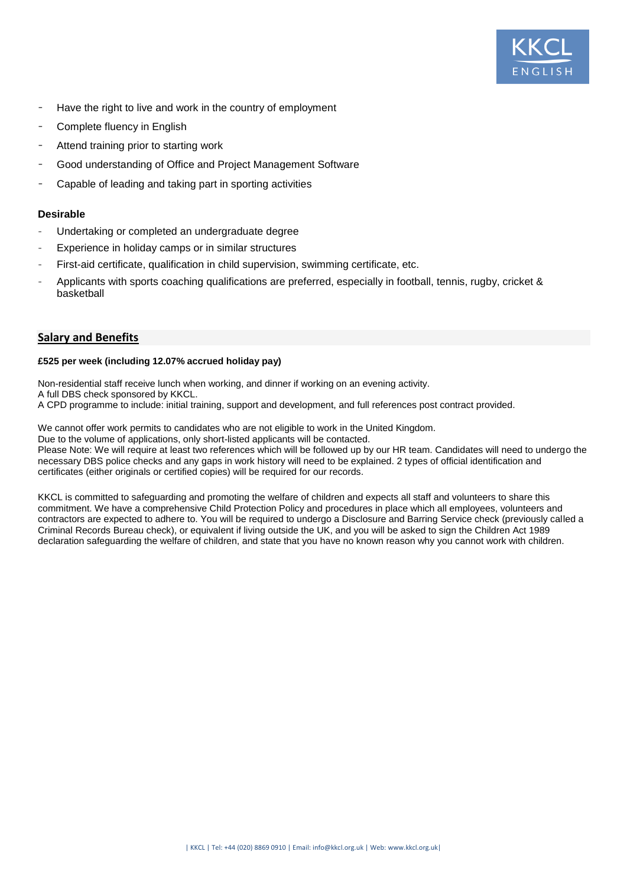- Have the right to live and work in the country of employment
- Complete fluency in English
- Attend training prior to starting work
- Good understanding of Office and Project Management Software
- Capable of leading and taking part in sporting activities

**Desirable**

- Undertaking or completed an undergraduate degree
- Experience in holiday camps or in similar structures
- First-aid certificate, qualification in child supervision, swimming certificate, etc.
- Applicants with sports coaching qualifications are preferred, especially in football, tennis, rugby, cricket & basketball

## Salary and Benefits

**£525 per week (including 12.07% accrued holiday pay)**

Non-residential staff receive lunch when working, and dinner if working on an evening activity.
A full DBS check sponsored by KKCL.
A CPD programme to include: initial training, support and development, and full references post contract provided.

We cannot offer work permits to candidates who are not eligible to work in the United Kingdom.
Due to the volume of applications, only short-listed applicants will be contacted.
Please Note: We will require at least two references which will be followed up by our HR team. Candidates will need to undergo the necessary DBS police checks and any gaps in work history will need to be explained. 2 types of official identification and certificates (either originals or certified copies) will be required for our records.

KKCL is committed to safeguarding and promoting the welfare of children and expects all staff and volunteers to share this commitment. We have a comprehensive Child Protection Policy and procedures in place which all employees, volunteers and contractors are expected to adhere to. You will be required to undergo a Disclosure and Barring Service check (previously called a Criminal Records Bureau check), or equivalent if living outside the UK, and you will be asked to sign the Children Act 1989 declaration safeguarding the welfare of children, and state that you have no known reason why you cannot work with children.